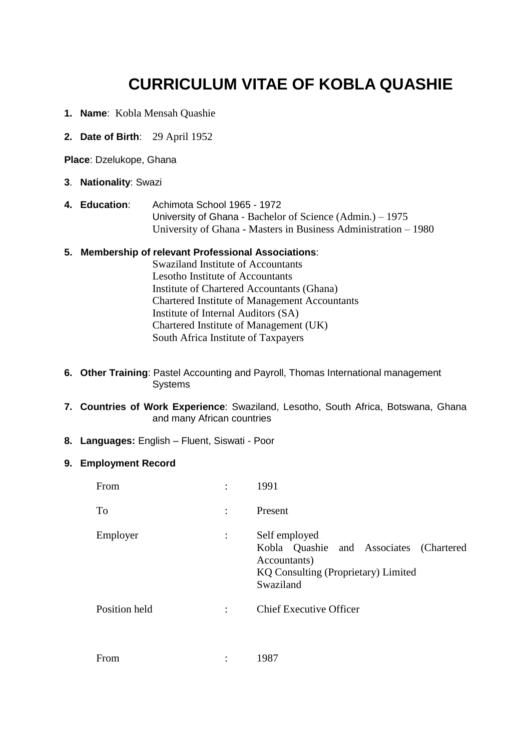# CURRICULUM VITAE OF KOBLA QUASHIE

1. **Name**: Kobla Mensah Quashie

2. **Date of Birth**: 29 April 1952

**Place**: Dzelukope, Ghana

3. **Nationality**: Swazi

4. **Education**: Achimota School 1965 - 1972
   University of Ghana - Bachelor of Science (Admin.) – 1975
   University of Ghana - Masters in Business Administration – 1980

5. **Membership of relevant Professional Associations**:
   Swaziland Institute of Accountants
   Lesotho Institute of Accountants
   Institute of Chartered Accountants (Ghana)
   Chartered Institute of Management Accountants
   Institute of Internal Auditors (SA)
   Chartered Institute of Management (UK)
   South Africa Institute of Taxpayers

6. **Other Training**: Pastel Accounting and Payroll, Thomas International management Systems

7. **Countries of Work Experience**: Swaziland, Lesotho, South Africa, Botswana, Ghana and many African countries

8. **Languages:** English – Fluent, Siswati - Poor

9. **Employment Record**

| | | |
|---|---|---|
| From | : | 1991 |
| To | : | Present |
| Employer | : | Self employed<br>Kobla Quashie and Associates (Chartered Accountants)<br>KQ Consulting (Proprietary) Limited<br>Swaziland |
| Position held | : | Chief Executive Officer |
| | | |
| From | : | 1987 |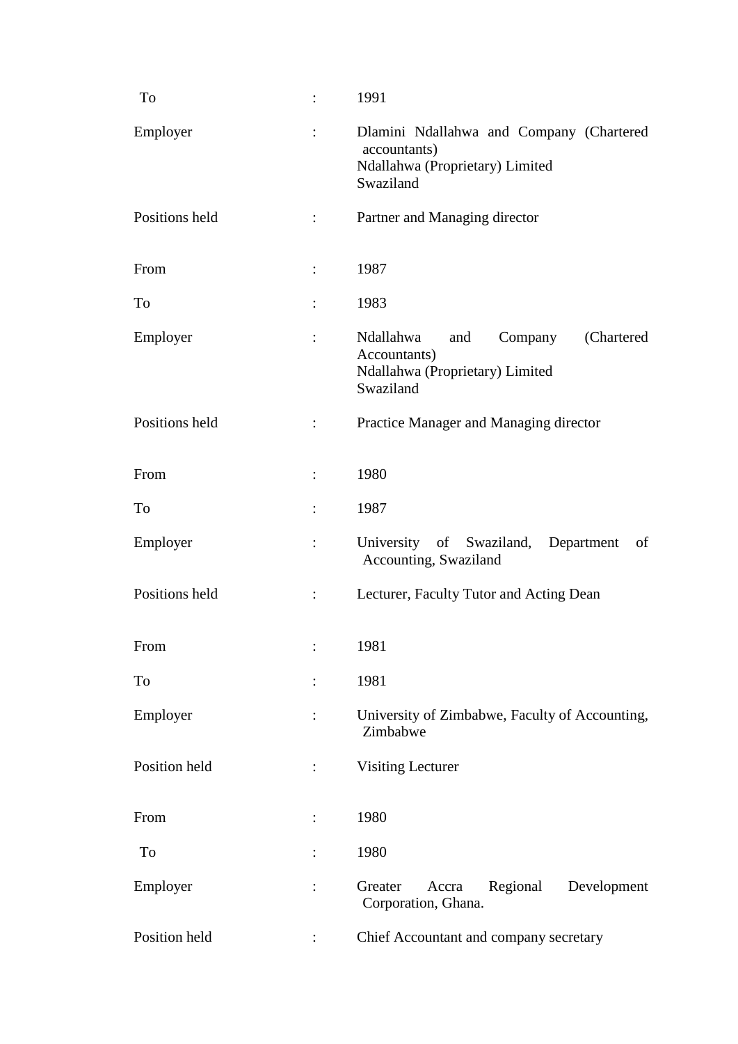| | | |
|---|---|---|
| To | : | 1991 |
| Employer | : | Dlamini Ndallahwa and Company (Chartered accountants)<br>Ndallahwa (Proprietary) Limited<br>Swaziland |
| Positions held | : | Partner and Managing director |
| | | |
| From | : | 1987 |
| To | : | 1983 |
| Employer | : | Ndallahwa and Company (Chartered Accountants)<br>Ndallahwa (Proprietary) Limited<br>Swaziland |
| Positions held | : | Practice Manager and Managing director |
| | | |
| From | : | 1980 |
| To | : | 1987 |
| Employer | : | University of Swaziland, Department of Accounting, Swaziland |
| Positions held | : | Lecturer, Faculty Tutor and Acting Dean |
| | | |
| From | : | 1981 |
| To | : | 1981 |
| Employer | : | University of Zimbabwe, Faculty of Accounting, Zimbabwe |
| Position held | : | Visiting Lecturer |
| | | |
| From | : | 1980 |
| To | : | 1980 |
| Employer | : | Greater Accra Regional Development Corporation, Ghana. |
| Position held | : | Chief Accountant and company secretary |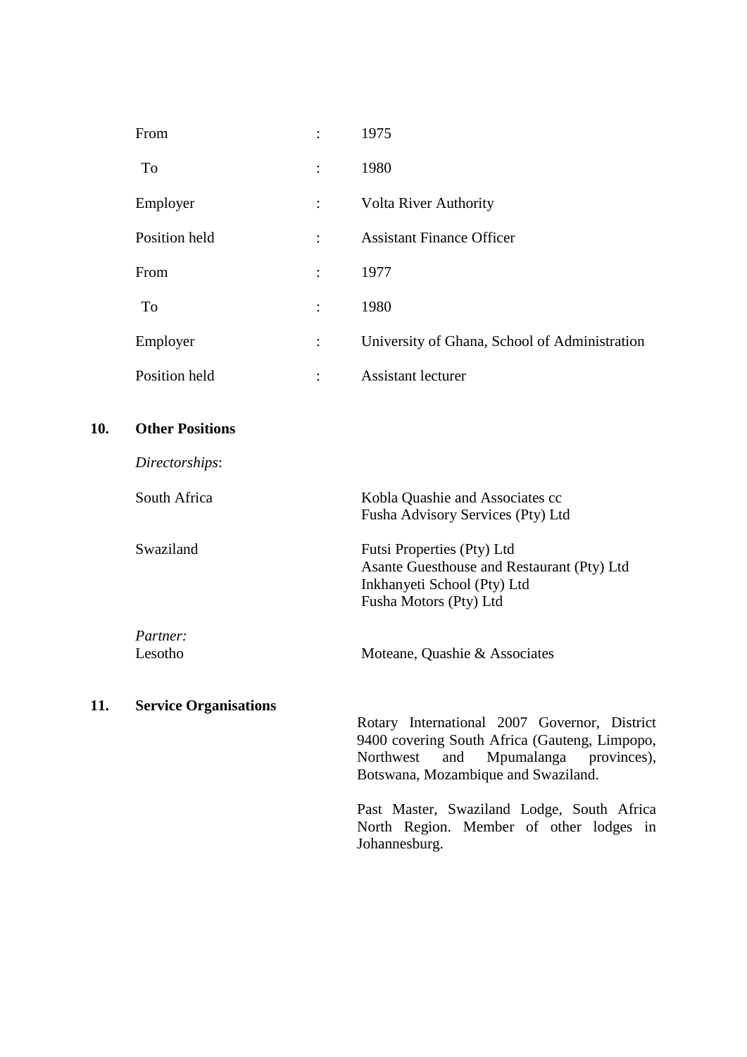| | | |
|---|---|---|
| From | : | 1975 |
| To | : | 1980 |
| Employer | : | Volta River Authority |
| Position held | : | Assistant Finance Officer |
| From | : | 1977 |
| To | : | 1980 |
| Employer | : | University of Ghana, School of Administration |
| Position held | : | Assistant lecturer |

**10. Other Positions**

*Directorships*:

| | |
|---|---|
| South Africa | Kobla Quashie and Associates cc<br>Fusha Advisory Services (Pty) Ltd |
| Swaziland | Futsi Properties (Pty) Ltd<br>Asante Guesthouse and Restaurant (Pty) Ltd<br>Inkhanyeti School (Pty) Ltd<br>Fusha Motors (Pty) Ltd |

*Partner:*

| | |
|---|---|
| Lesotho | Moteane, Quashie & Associates |

**11. Service Organisations**

Rotary International 2007 Governor, District 9400 covering South Africa (Gauteng, Limpopo, Northwest and Mpumalanga provinces), Botswana, Mozambique and Swaziland.

Past Master, Swaziland Lodge, South Africa North Region. Member of other lodges in Johannesburg.